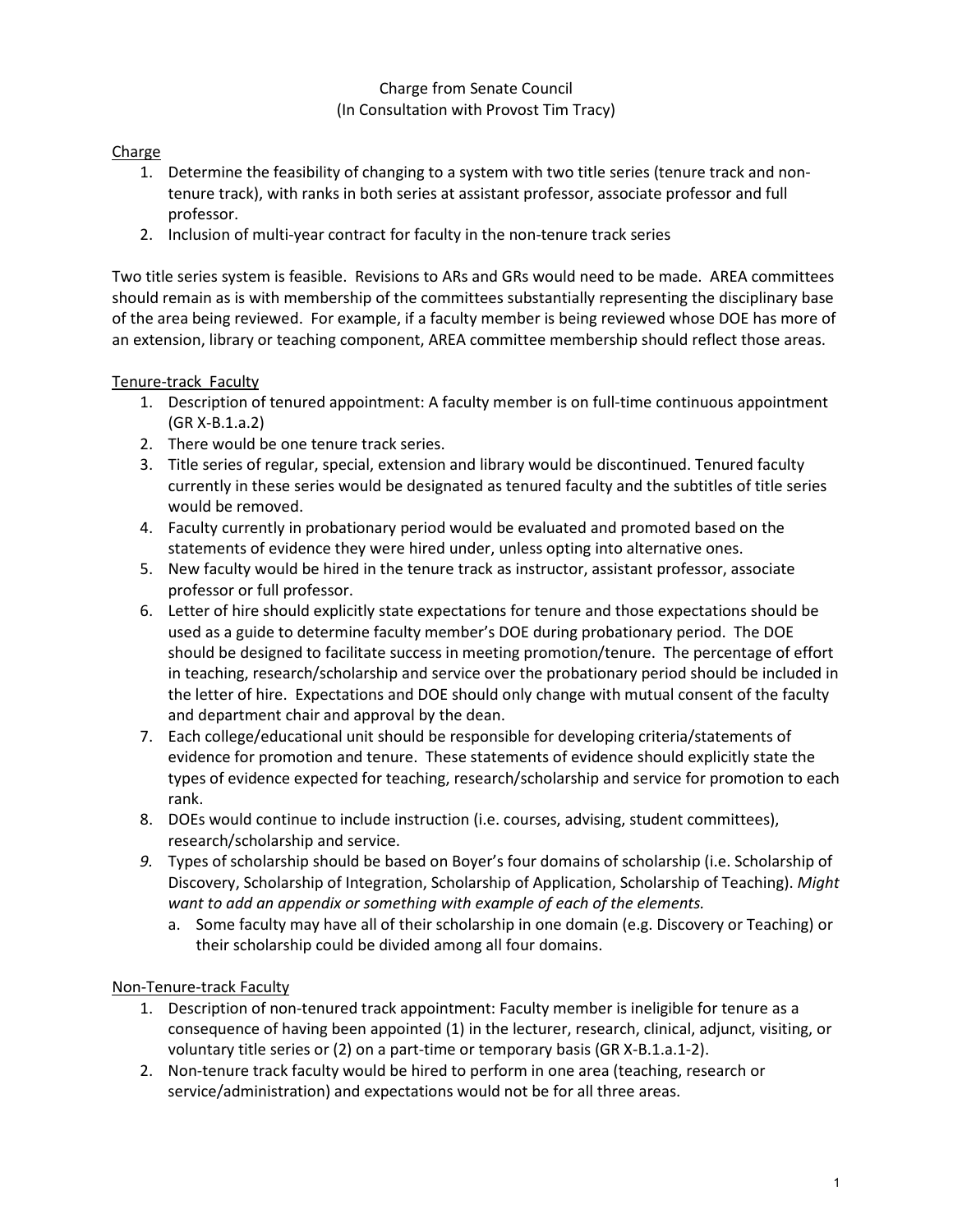Charge from Senate Council
(In Consultation with Provost Tim Tracy)

## Charge

1. Determine the feasibility of changing to a system with two title series (tenure track and non-tenure track), with ranks in both series at assistant professor, associate professor and full professor.
2. Inclusion of multi-year contract for faculty in the non-tenure track series

Two title series system is feasible. Revisions to ARs and GRs would need to be made. AREA committees should remain as is with membership of the committees substantially representing the disciplinary base of the area being reviewed. For example, if a faculty member is being reviewed whose DOE has more of an extension, library or teaching component, AREA committee membership should reflect those areas.

## Tenure-track Faculty

1. Description of tenured appointment: A faculty member is on full-time continuous appointment (GR X-B.1.a.2)
2. There would be one tenure track series.
3. Title series of regular, special, extension and library would be discontinued. Tenured faculty currently in these series would be designated as tenured faculty and the subtitles of title series would be removed.
4. Faculty currently in probationary period would be evaluated and promoted based on the statements of evidence they were hired under, unless opting into alternative ones.
5. New faculty would be hired in the tenure track as instructor, assistant professor, associate professor or full professor.
6. Letter of hire should explicitly state expectations for tenure and those expectations should be used as a guide to determine faculty member's DOE during probationary period. The DOE should be designed to facilitate success in meeting promotion/tenure. The percentage of effort in teaching, research/scholarship and service over the probationary period should be included in the letter of hire. Expectations and DOE should only change with mutual consent of the faculty and department chair and approval by the dean.
7. Each college/educational unit should be responsible for developing criteria/statements of evidence for promotion and tenure. These statements of evidence should explicitly state the types of evidence expected for teaching, research/scholarship and service for promotion to each rank.
8. DOEs would continue to include instruction (i.e. courses, advising, student committees), research/scholarship and service.
9. Types of scholarship should be based on Boyer's four domains of scholarship (i.e. Scholarship of Discovery, Scholarship of Integration, Scholarship of Application, Scholarship of Teaching). *Might want to add an appendix or something with example of each of the elements.*
   a. Some faculty may have all of their scholarship in one domain (e.g. Discovery or Teaching) or their scholarship could be divided among all four domains.

## Non-Tenure-track Faculty

1. Description of non-tenured track appointment: Faculty member is ineligible for tenure as a consequence of having been appointed (1) in the lecturer, research, clinical, adjunct, visiting, or voluntary title series or (2) on a part-time or temporary basis (GR X-B.1.a.1-2).
2. Non-tenure track faculty would be hired to perform in one area (teaching, research or service/administration) and expectations would not be for all three areas.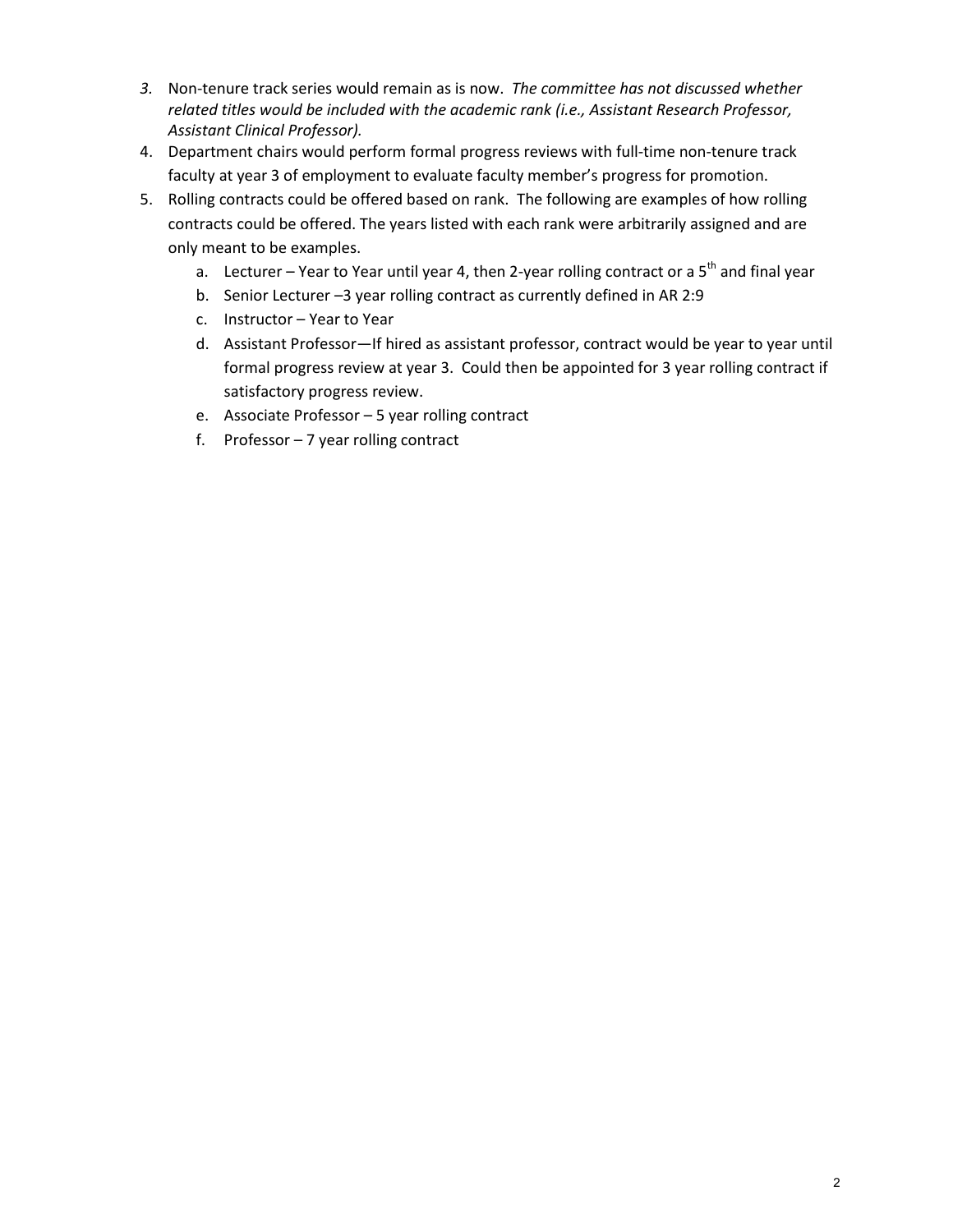3. Non-tenure track series would remain as is now. *The committee has not discussed whether related titles would be included with the academic rank (i.e., Assistant Research Professor, Assistant Clinical Professor).*
4. Department chairs would perform formal progress reviews with full-time non-tenure track faculty at year 3 of employment to evaluate faculty member's progress for promotion.
5. Rolling contracts could be offered based on rank. The following are examples of how rolling contracts could be offered. The years listed with each rank were arbitrarily assigned and are only meant to be examples.
   a. Lecturer – Year to Year until year 4, then 2-year rolling contract or a 5th and final year
   b. Senior Lecturer –3 year rolling contract as currently defined in AR 2:9
   c. Instructor – Year to Year
   d. Assistant Professor—If hired as assistant professor, contract would be year to year until formal progress review at year 3. Could then be appointed for 3 year rolling contract if satisfactory progress review.
   e. Associate Professor – 5 year rolling contract
   f. Professor – 7 year rolling contract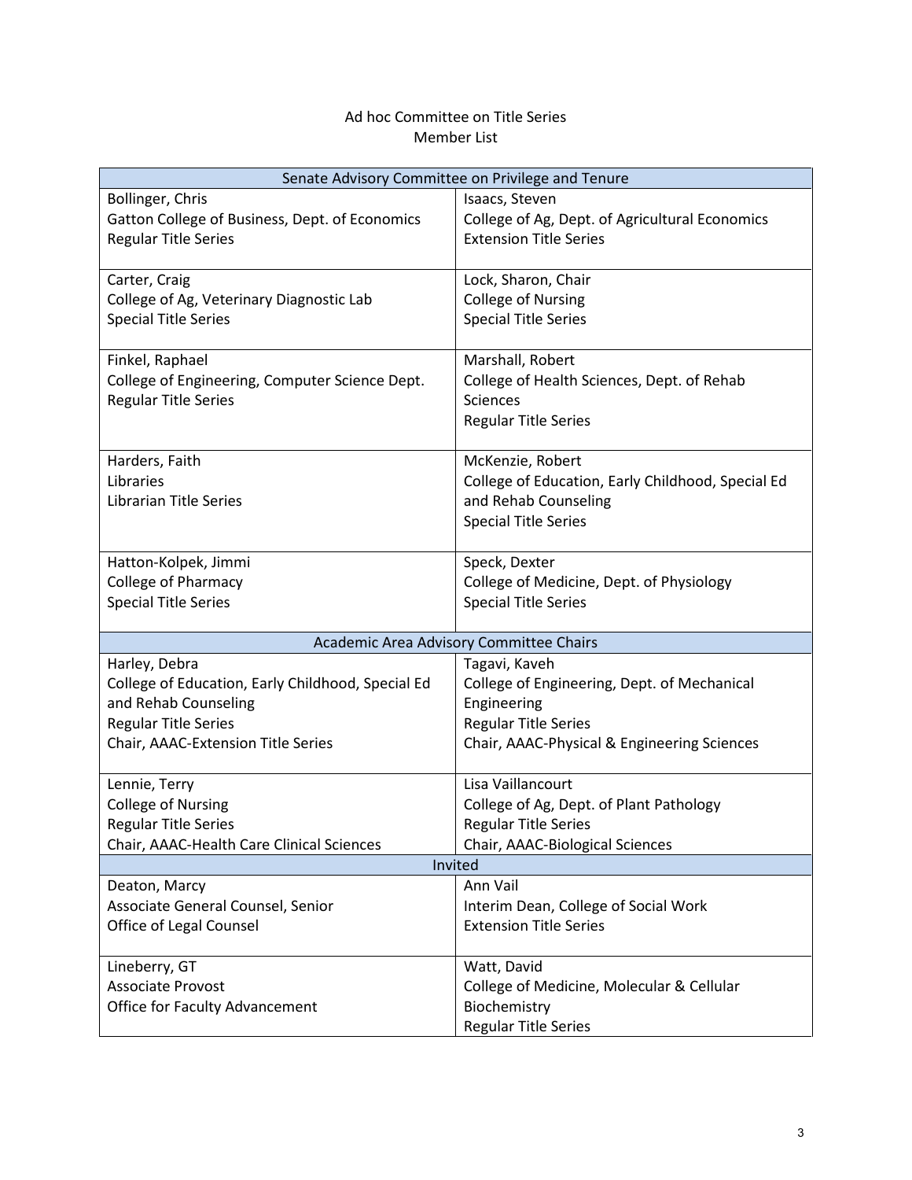# Ad hoc Committee on Title Series
## Member List

| Senate Advisory Committee on Privilege and Tenure | |
|---|---|
| Bollinger, Chris<br>Gatton College of Business, Dept. of Economics<br>Regular Title Series | Isaacs, Steven<br>College of Ag, Dept. of Agricultural Economics<br>Extension Title Series |
| Carter, Craig<br>College of Ag, Veterinary Diagnostic Lab<br>Special Title Series | Lock, Sharon, Chair<br>College of Nursing<br>Special Title Series |
| Finkel, Raphael<br>College of Engineering, Computer Science Dept.<br>Regular Title Series | Marshall, Robert<br>College of Health Sciences, Dept. of Rehab Sciences<br>Regular Title Series |
| Harders, Faith<br>Libraries<br>Librarian Title Series | McKenzie, Robert<br>College of Education, Early Childhood, Special Ed and Rehab Counseling<br>Special Title Series |
| Hatton-Kolpek, Jimmi<br>College of Pharmacy<br>Special Title Series | Speck, Dexter<br>College of Medicine, Dept. of Physiology<br>Special Title Series |
| **Academic Area Advisory Committee Chairs** | |
| Harley, Debra<br>College of Education, Early Childhood, Special Ed and Rehab Counseling<br>Regular Title Series<br>Chair, AAAC-Extension Title Series | Tagavi, Kaveh<br>College of Engineering, Dept. of Mechanical Engineering<br>Regular Title Series<br>Chair, AAAC-Physical & Engineering Sciences |
| Lennie, Terry<br>College of Nursing<br>Regular Title Series<br>Chair, AAAC-Health Care Clinical Sciences | Lisa Vaillancourt<br>College of Ag, Dept. of Plant Pathology<br>Regular Title Series<br>Chair, AAAC-Biological Sciences |
| **Invited** | |
| Deaton, Marcy<br>Associate General Counsel, Senior<br>Office of Legal Counsel | Ann Vail<br>Interim Dean, College of Social Work<br>Extension Title Series |
| Lineberry, GT<br>Associate Provost<br>Office for Faculty Advancement | Watt, David<br>College of Medicine, Molecular & Cellular Biochemistry<br>Regular Title Series |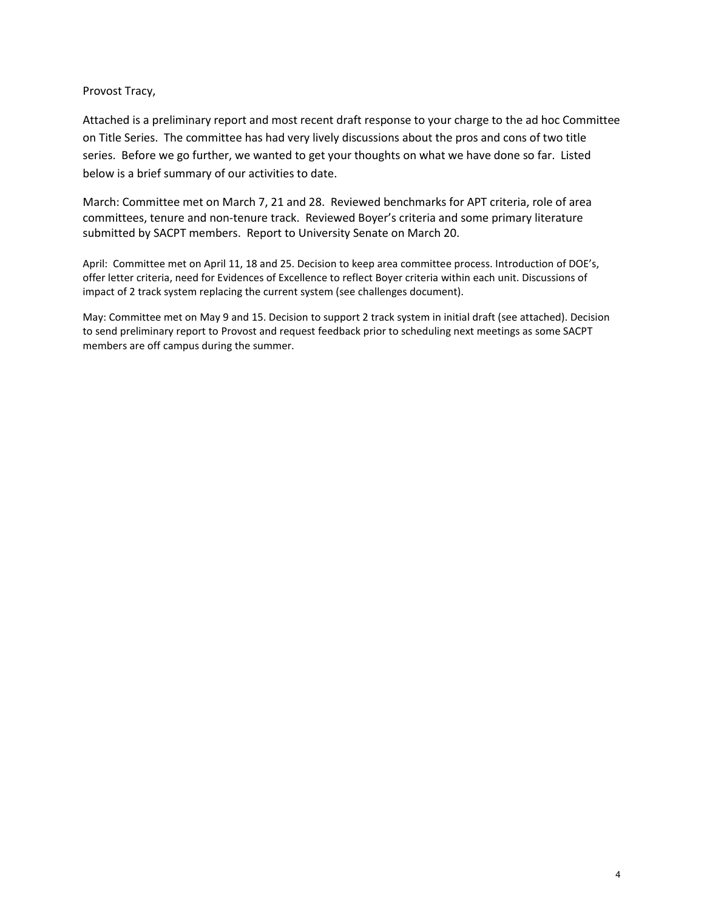Provost Tracy,

Attached is a preliminary report and most recent draft response to your charge to the ad hoc Committee on Title Series. The committee has had very lively discussions about the pros and cons of two title series. Before we go further, we wanted to get your thoughts on what we have done so far. Listed below is a brief summary of our activities to date.

March: Committee met on March 7, 21 and 28. Reviewed benchmarks for APT criteria, role of area committees, tenure and non-tenure track. Reviewed Boyer's criteria and some primary literature submitted by SACPT members. Report to University Senate on March 20.

April: Committee met on April 11, 18 and 25. Decision to keep area committee process. Introduction of DOE's, offer letter criteria, need for Evidences of Excellence to reflect Boyer criteria within each unit. Discussions of impact of 2 track system replacing the current system (see challenges document).

May: Committee met on May 9 and 15. Decision to support 2 track system in initial draft (see attached). Decision to send preliminary report to Provost and request feedback prior to scheduling next meetings as some SACPT members are off campus during the summer.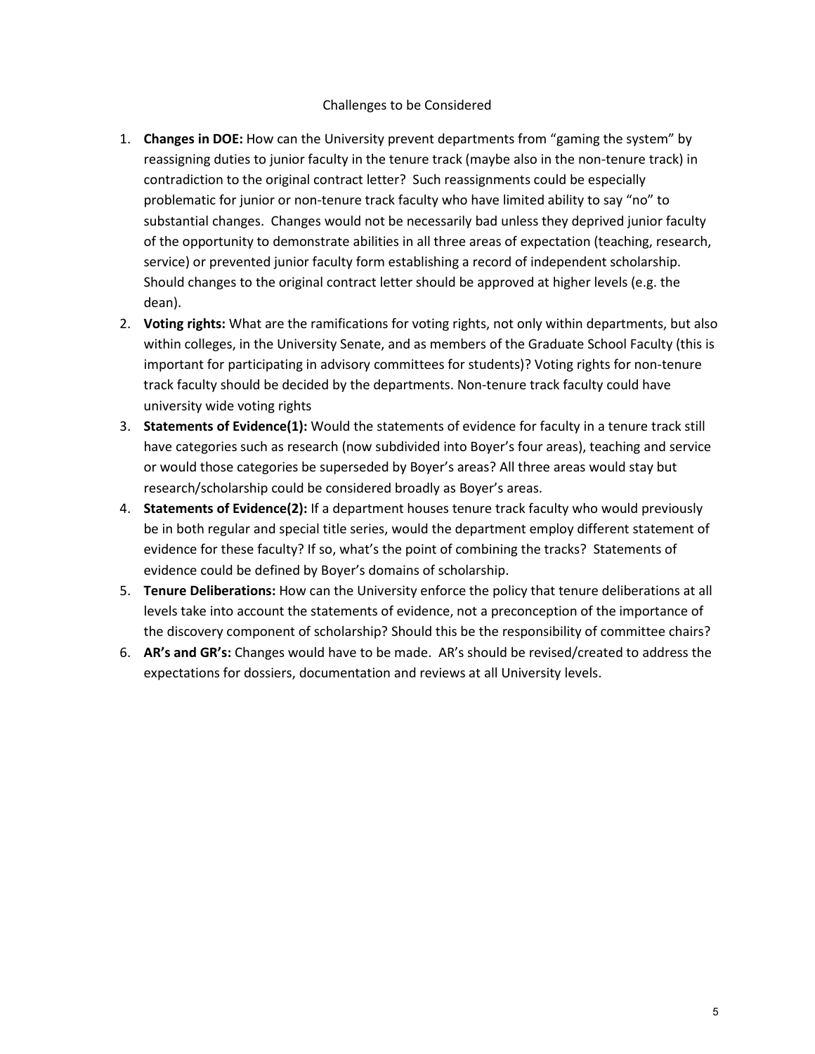## Challenges to be Considered

1. **Changes in DOE:** How can the University prevent departments from "gaming the system" by reassigning duties to junior faculty in the tenure track (maybe also in the non-tenure track) in contradiction to the original contract letter? Such reassignments could be especially problematic for junior or non-tenure track faculty who have limited ability to say "no" to substantial changes. Changes would not be necessarily bad unless they deprived junior faculty of the opportunity to demonstrate abilities in all three areas of expectation (teaching, research, service) or prevented junior faculty form establishing a record of independent scholarship. Should changes to the original contract letter should be approved at higher levels (e.g. the dean).
2. **Voting rights:** What are the ramifications for voting rights, not only within departments, but also within colleges, in the University Senate, and as members of the Graduate School Faculty (this is important for participating in advisory committees for students)? Voting rights for non-tenure track faculty should be decided by the departments. Non-tenure track faculty could have university wide voting rights
3. **Statements of Evidence(1):** Would the statements of evidence for faculty in a tenure track still have categories such as research (now subdivided into Boyer's four areas), teaching and service or would those categories be superseded by Boyer's areas? All three areas would stay but research/scholarship could be considered broadly as Boyer's areas.
4. **Statements of Evidence(2):** If a department houses tenure track faculty who would previously be in both regular and special title series, would the department employ different statement of evidence for these faculty? If so, what's the point of combining the tracks? Statements of evidence could be defined by Boyer's domains of scholarship.
5. **Tenure Deliberations:** How can the University enforce the policy that tenure deliberations at all levels take into account the statements of evidence, not a preconception of the importance of the discovery component of scholarship? Should this be the responsibility of committee chairs?
6. **AR's and GR's:** Changes would have to be made. AR's should be revised/created to address the expectations for dossiers, documentation and reviews at all University levels.